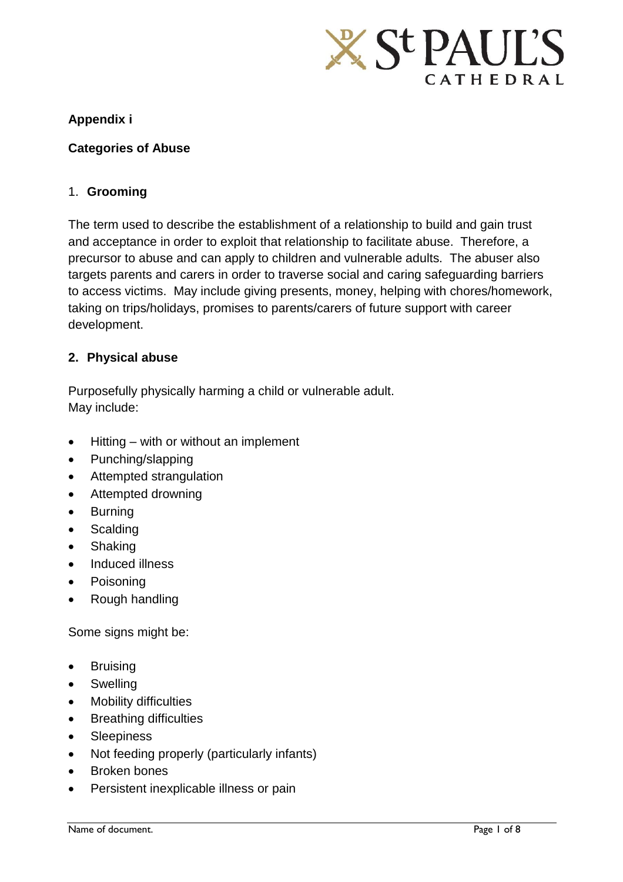**Appendix i**

**Categories of Abuse**

1. **Grooming**

The term used to describe the establishment of a relationship to build and gain trust and acceptance in order to exploit that relationship to facilitate abuse. Therefore, a precursor to abuse and can apply to children and vulnerable adults. The abuser also targets parents and carers in order to traverse social and caring safeguarding barriers to access victims. May include giving presents, money, helping with chores/homework, taking on trips/holidays, promises to parents/carers of future support with career development.

2. **Physical abuse**

Purposefully physically harming a child or vulnerable adult.
May include:

- Hitting – with or without an implement
- Punching/slapping
- Attempted strangulation
- Attempted drowning
- Burning
- Scalding
- Shaking
- Induced illness
- Poisoning
- Rough handling

Some signs might be:

- Bruising
- Swelling
- Mobility difficulties
- Breathing difficulties
- Sleepiness
- Not feeding properly (particularly infants)
- Broken bones
- Persistent inexplicable illness or pain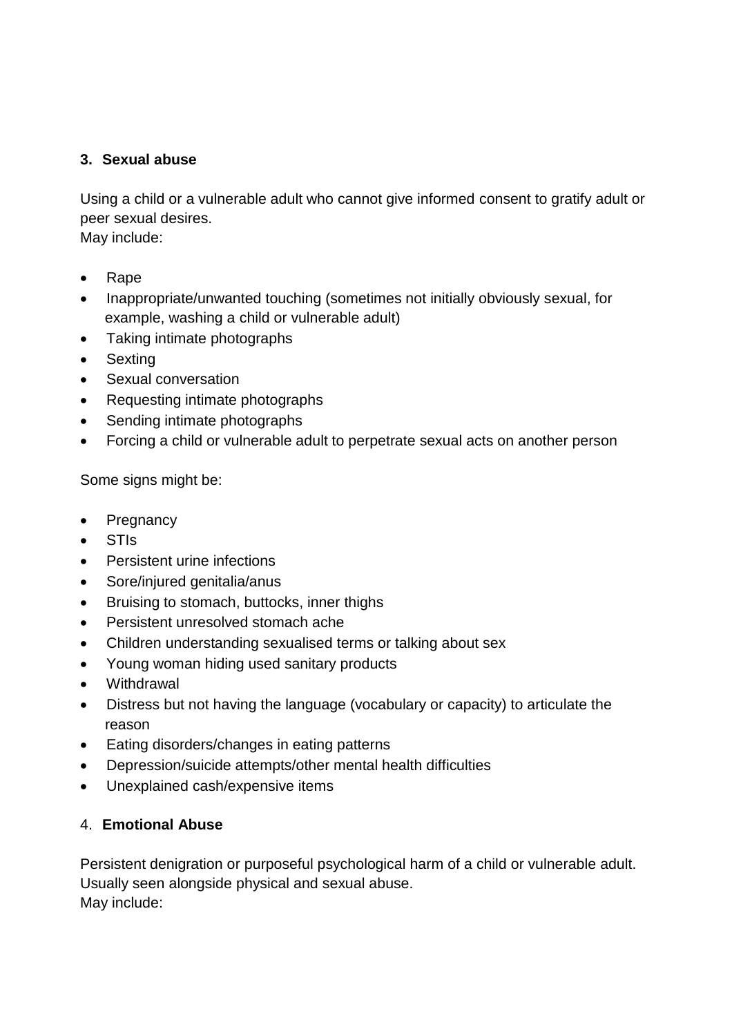### 3. Sexual abuse

Using a child or a vulnerable adult who cannot give informed consent to gratify adult or peer sexual desires.
May include:

- Rape
- Inappropriate/unwanted touching (sometimes not initially obviously sexual, for example, washing a child or vulnerable adult)
- Taking intimate photographs
- Sexting
- Sexual conversation
- Requesting intimate photographs
- Sending intimate photographs
- Forcing a child or vulnerable adult to perpetrate sexual acts on another person

Some signs might be:

- Pregnancy
- STIs
- Persistent urine infections
- Sore/injured genitalia/anus
- Bruising to stomach, buttocks, inner thighs
- Persistent unresolved stomach ache
- Children understanding sexualised terms or talking about sex
- Young woman hiding used sanitary products
- Withdrawal
- Distress but not having the language (vocabulary or capacity) to articulate the reason
- Eating disorders/changes in eating patterns
- Depression/suicide attempts/other mental health difficulties
- Unexplained cash/expensive items

### 4. Emotional Abuse

Persistent denigration or purposeful psychological harm of a child or vulnerable adult. Usually seen alongside physical and sexual abuse.
May include: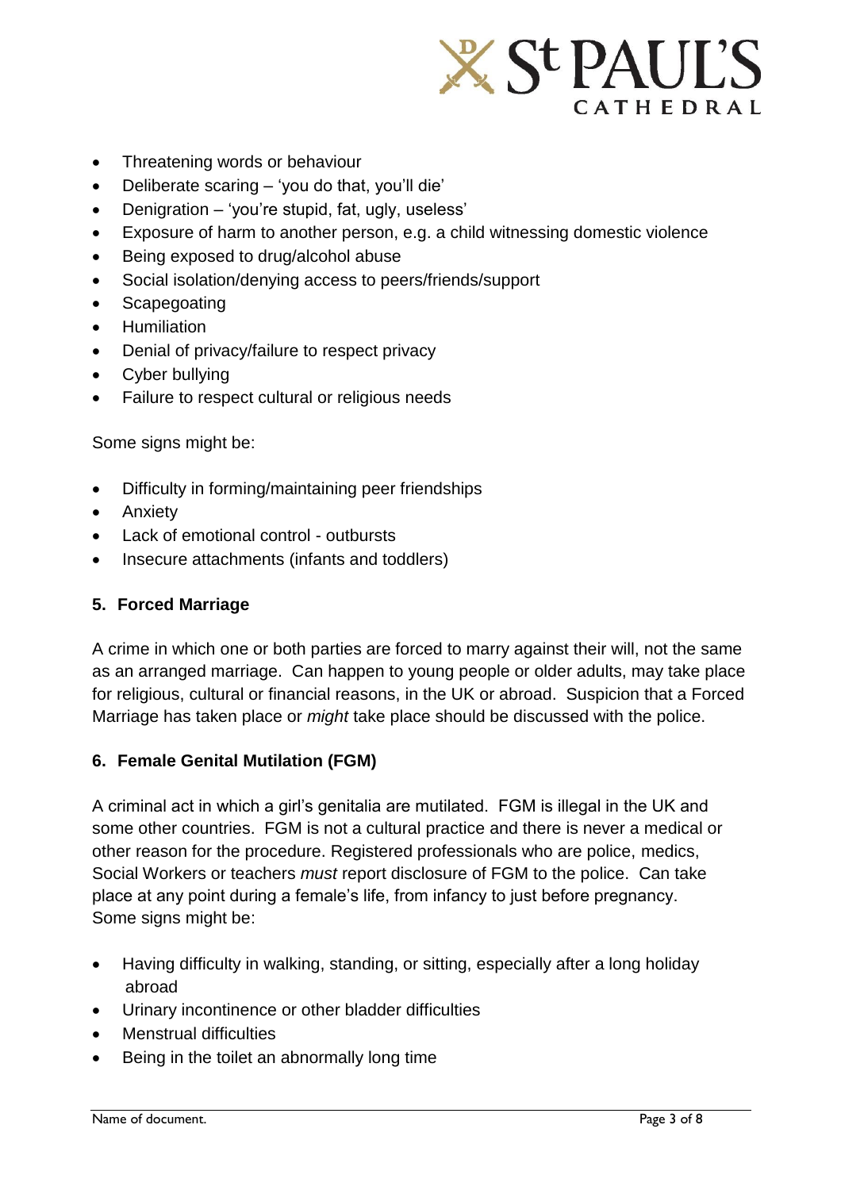- Threatening words or behaviour
- Deliberate scaring – 'you do that, you'll die'
- Denigration – 'you're stupid, fat, ugly, useless'
- Exposure of harm to another person, e.g. a child witnessing domestic violence
- Being exposed to drug/alcohol abuse
- Social isolation/denying access to peers/friends/support
- Scapegoating
- Humiliation
- Denial of privacy/failure to respect privacy
- Cyber bullying
- Failure to respect cultural or religious needs

Some signs might be:

- Difficulty in forming/maintaining peer friendships
- Anxiety
- Lack of emotional control - outbursts
- Insecure attachments (infants and toddlers)

### 5. Forced Marriage

A crime in which one or both parties are forced to marry against their will, not the same as an arranged marriage. Can happen to young people or older adults, may take place for religious, cultural or financial reasons, in the UK or abroad. Suspicion that a Forced Marriage has taken place or *might* take place should be discussed with the police.

### 6. Female Genital Mutilation (FGM)

A criminal act in which a girl's genitalia are mutilated. FGM is illegal in the UK and some other countries. FGM is not a cultural practice and there is never a medical or other reason for the procedure. Registered professionals who are police, medics, Social Workers or teachers *must* report disclosure of FGM to the police. Can take place at any point during a female's life, from infancy to just before pregnancy. Some signs might be:

- Having difficulty in walking, standing, or sitting, especially after a long holiday abroad
- Urinary incontinence or other bladder difficulties
- Menstrual difficulties
- Being in the toilet an abnormally long time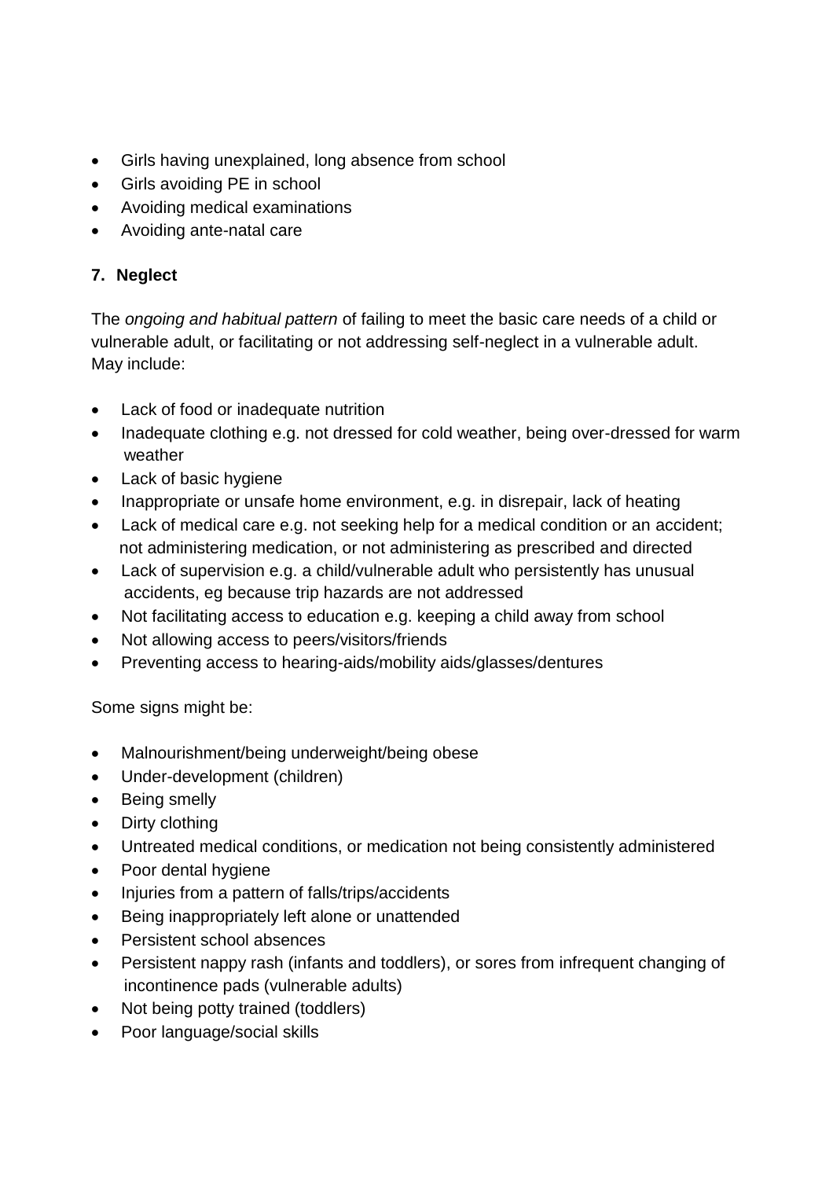- Girls having unexplained, long absence from school
- Girls avoiding PE in school
- Avoiding medical examinations
- Avoiding ante-natal care

### 7. Neglect

The *ongoing and habitual pattern* of failing to meet the basic care needs of a child or vulnerable adult, or facilitating or not addressing self-neglect in a vulnerable adult.
May include:

- Lack of food or inadequate nutrition
- Inadequate clothing e.g. not dressed for cold weather, being over-dressed for warm weather
- Lack of basic hygiene
- Inappropriate or unsafe home environment, e.g. in disrepair, lack of heating
- Lack of medical care e.g. not seeking help for a medical condition or an accident; not administering medication, or not administering as prescribed and directed
- Lack of supervision e.g. a child/vulnerable adult who persistently has unusual accidents, eg because trip hazards are not addressed
- Not facilitating access to education e.g. keeping a child away from school
- Not allowing access to peers/visitors/friends
- Preventing access to hearing-aids/mobility aids/glasses/dentures

Some signs might be:

- Malnourishment/being underweight/being obese
- Under-development (children)
- Being smelly
- Dirty clothing
- Untreated medical conditions, or medication not being consistently administered
- Poor dental hygiene
- Injuries from a pattern of falls/trips/accidents
- Being inappropriately left alone or unattended
- Persistent school absences
- Persistent nappy rash (infants and toddlers), or sores from infrequent changing of incontinence pads (vulnerable adults)
- Not being potty trained (toddlers)
- Poor language/social skills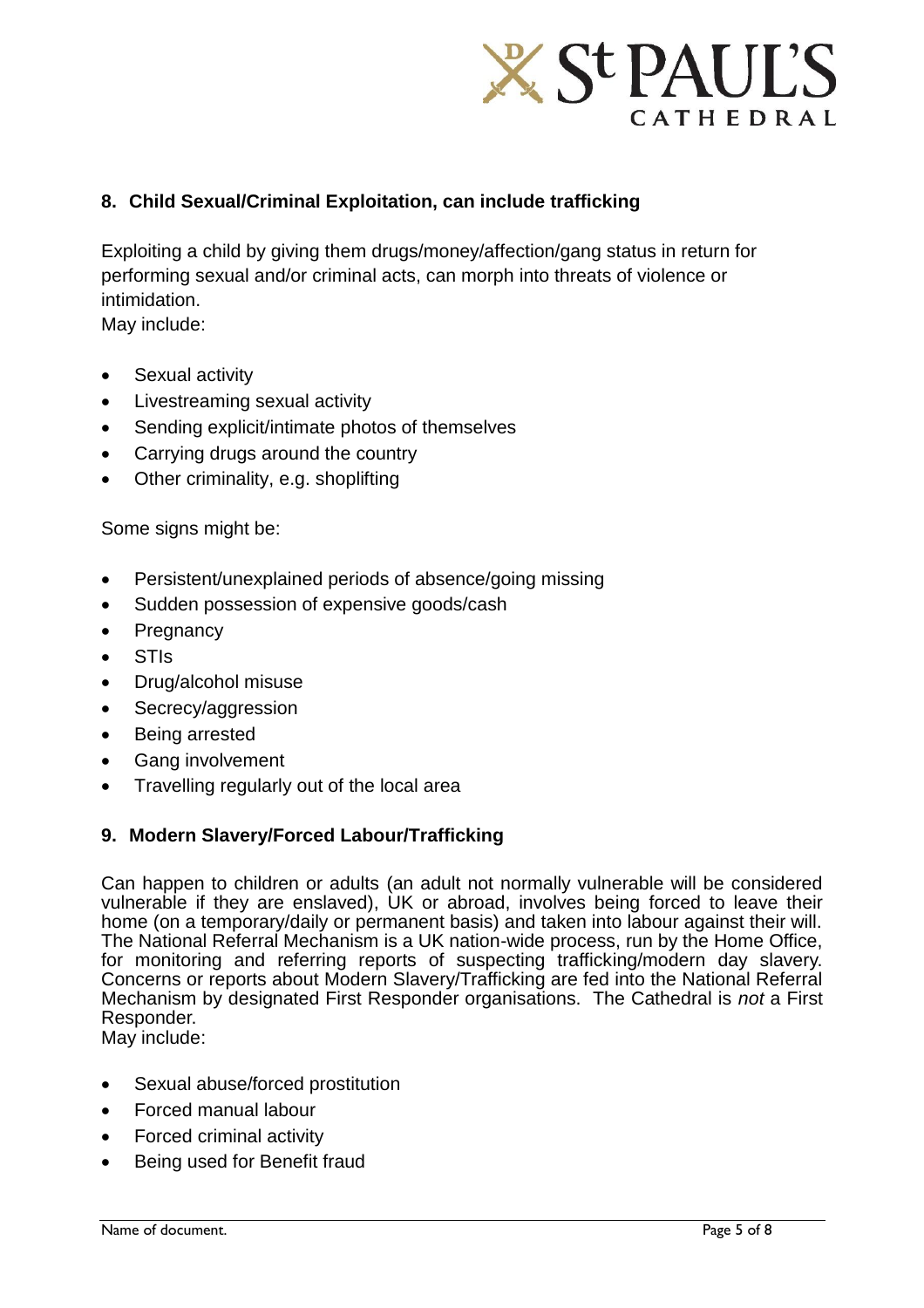## 8. Child Sexual/Criminal Exploitation, can include trafficking

Exploiting a child by giving them drugs/money/affection/gang status in return for performing sexual and/or criminal acts, can morph into threats of violence or intimidation.
May include:

- Sexual activity
- Livestreaming sexual activity
- Sending explicit/intimate photos of themselves
- Carrying drugs around the country
- Other criminality, e.g. shoplifting

Some signs might be:

- Persistent/unexplained periods of absence/going missing
- Sudden possession of expensive goods/cash
- Pregnancy
- STIs
- Drug/alcohol misuse
- Secrecy/aggression
- Being arrested
- Gang involvement
- Travelling regularly out of the local area

## 9. Modern Slavery/Forced Labour/Trafficking

Can happen to children or adults (an adult not normally vulnerable will be considered vulnerable if they are enslaved), UK or abroad, involves being forced to leave their home (on a temporary/daily or permanent basis) and taken into labour against their will. The National Referral Mechanism is a UK nation-wide process, run by the Home Office, for monitoring and referring reports of suspecting trafficking/modern day slavery. Concerns or reports about Modern Slavery/Trafficking are fed into the National Referral Mechanism by designated First Responder organisations. The Cathedral is *not* a First Responder.
May include:

- Sexual abuse/forced prostitution
- Forced manual labour
- Forced criminal activity
- Being used for Benefit fraud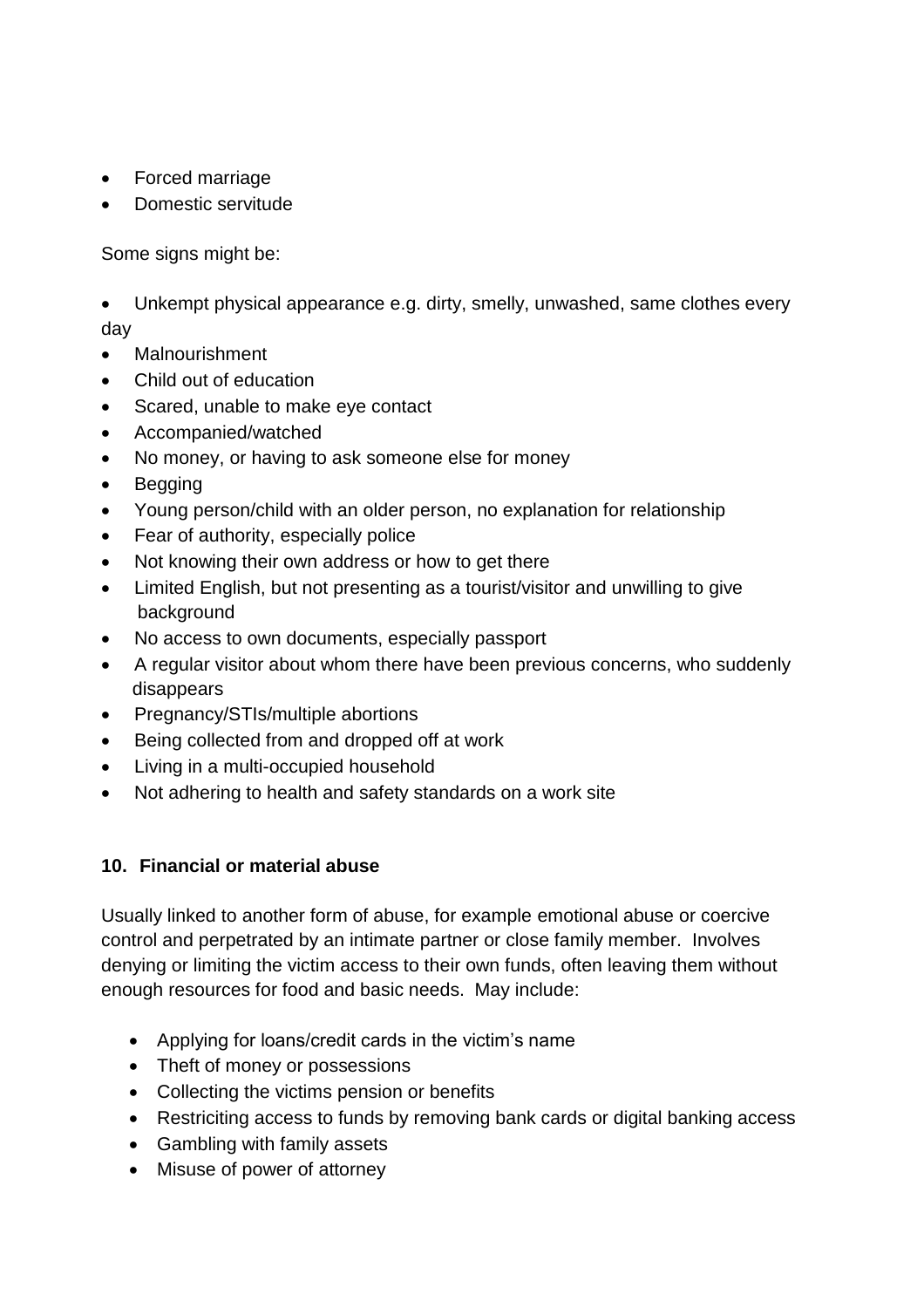- Forced marriage
- Domestic servitude

Some signs might be:

- Unkempt physical appearance e.g. dirty, smelly, unwashed, same clothes every day
- Malnourishment
- Child out of education
- Scared, unable to make eye contact
- Accompanied/watched
- No money, or having to ask someone else for money
- Begging
- Young person/child with an older person, no explanation for relationship
- Fear of authority, especially police
- Not knowing their own address or how to get there
- Limited English, but not presenting as a tourist/visitor and unwilling to give background
- No access to own documents, especially passport
- A regular visitor about whom there have been previous concerns, who suddenly disappears
- Pregnancy/STIs/multiple abortions
- Being collected from and dropped off at work
- Living in a multi-occupied household
- Not adhering to health and safety standards on a work site

### 10. Financial or material abuse

Usually linked to another form of abuse, for example emotional abuse or coercive control and perpetrated by an intimate partner or close family member. Involves denying or limiting the victim access to their own funds, often leaving them without enough resources for food and basic needs. May include:

- Applying for loans/credit cards in the victim's name
- Theft of money or possessions
- Collecting the victims pension or benefits
- Restriciting access to funds by removing bank cards or digital banking access
- Gambling with family assets
- Misuse of power of attorney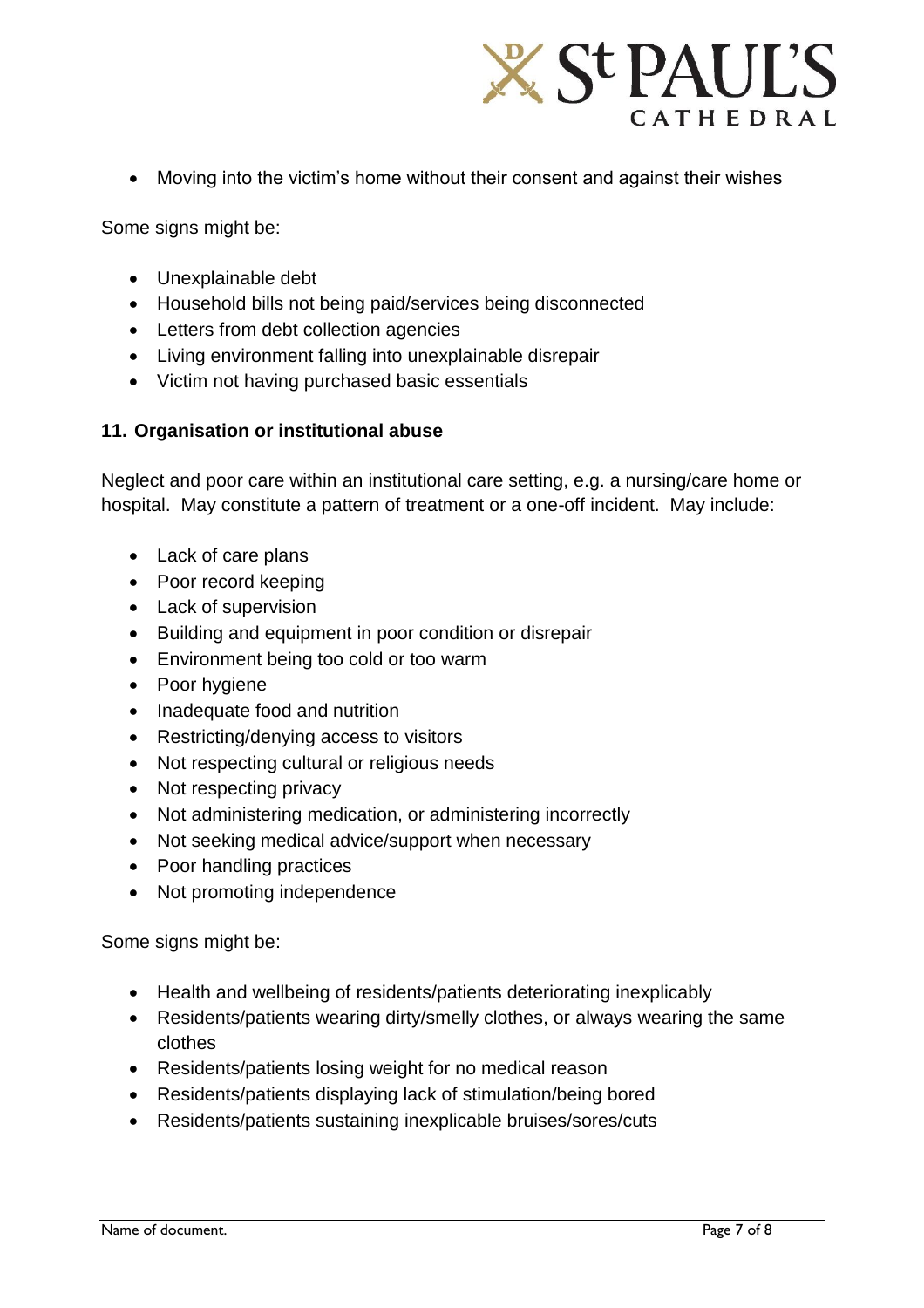- Moving into the victim's home without their consent and against their wishes

Some signs might be:

- Unexplainable debt
- Household bills not being paid/services being disconnected
- Letters from debt collection agencies
- Living environment falling into unexplainable disrepair
- Victim not having purchased basic essentials

**11. Organisation or institutional abuse**

Neglect and poor care within an institutional care setting, e.g. a nursing/care home or hospital. May constitute a pattern of treatment or a one-off incident. May include:

- Lack of care plans
- Poor record keeping
- Lack of supervision
- Building and equipment in poor condition or disrepair
- Environment being too cold or too warm
- Poor hygiene
- Inadequate food and nutrition
- Restricting/denying access to visitors
- Not respecting cultural or religious needs
- Not respecting privacy
- Not administering medication, or administering incorrectly
- Not seeking medical advice/support when necessary
- Poor handling practices
- Not promoting independence

Some signs might be:

- Health and wellbeing of residents/patients deteriorating inexplicably
- Residents/patients wearing dirty/smelly clothes, or always wearing the same clothes
- Residents/patients losing weight for no medical reason
- Residents/patients displaying lack of stimulation/being bored
- Residents/patients sustaining inexplicable bruises/sores/cuts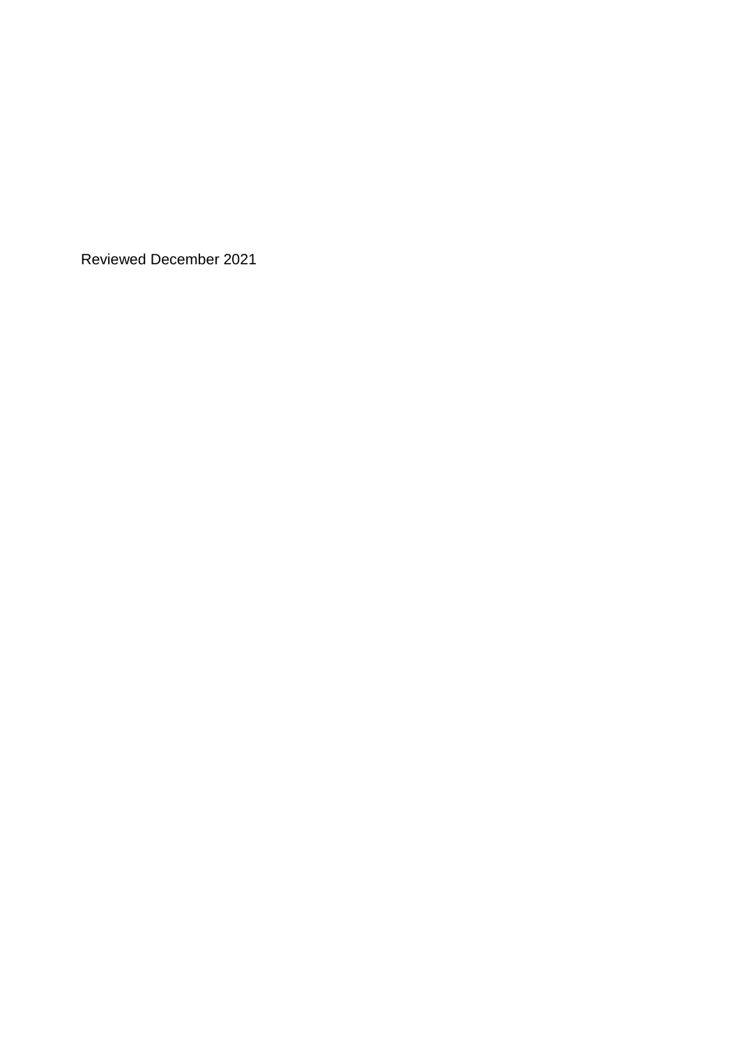Reviewed December 2021